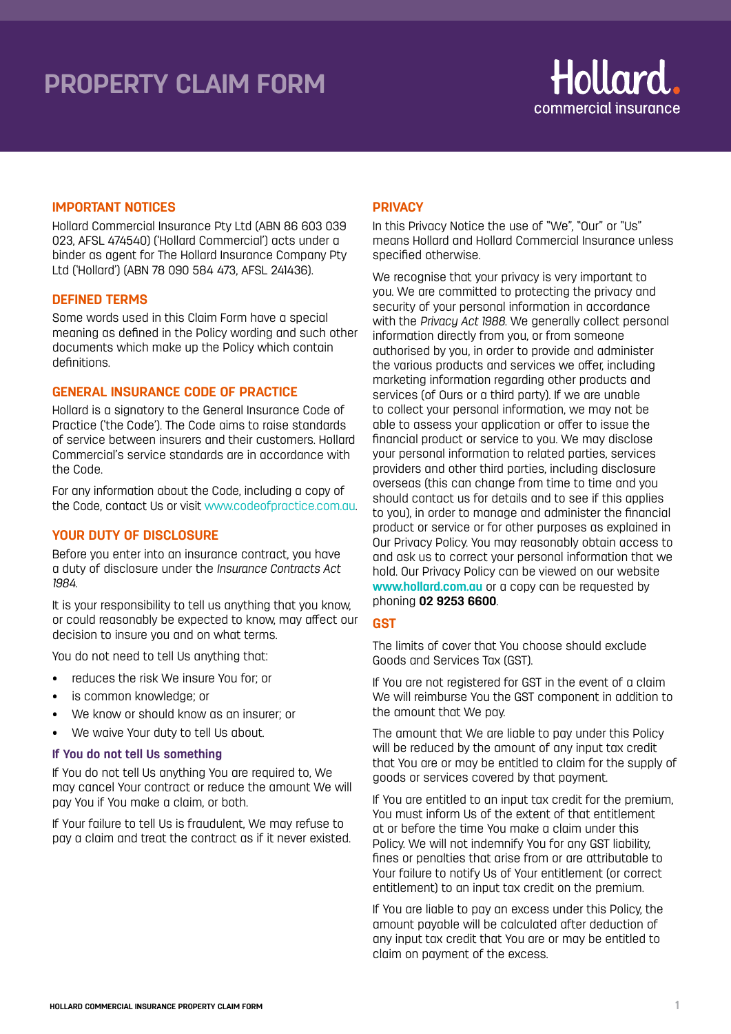# PROPERTY CLAIM FORM

Hollard. commercial insurance

## IMPORTANT NOTICES

Hollard Commercial Insurance Pty Ltd (ABN 86 603 039 023, AFSL 474540) ('Hollard Commercial') acts under a binder as agent for The Hollard Insurance Company Pty Ltd ('Hollard') (ABN 78 090 584 473, AFSL 241436).

## DEFINED TERMS

Some words used in this Claim Form have a special meaning as defined in the Policy wording and such other documents which make up the Policy which contain definitions.

## GENERAL INSURANCE CODE OF PRACTICE

Hollard is a signatory to the General Insurance Code of Practice ('the Code'). The Code aims to raise standards of service between insurers and their customers. Hollard Commercial's service standards are in accordance with the Code.

For any information about the Code, including a copy of the Code, contact Us or visit www.codeofpractice.com.au.

## YOUR DUTY OF DISCLOSURE

Before you enter into an insurance contract, you have a duty of disclosure under the *Insurance Contracts Act 1984*.

It is your responsibility to tell us anything that you know, or could reasonably be expected to know, may affect our decision to insure you and on what terms.

You do not need to tell Us anything that:

- reduces the risk We insure You for; or
- is common knowledge; or
- We know or should know as an insurer; or
- We waive Your duty to tell Us about.

### If You do not tell Us something

If You do not tell Us anything You are required to, We may cancel Your contract or reduce the amount We will pay You if You make a claim, or both.

If Your failure to tell Us is fraudulent, We may refuse to pay a claim and treat the contract as if it never existed.

## PRIVACY

In this Privacy Notice the use of "We", "Our" or "Us" means Hollard and Hollard Commercial Insurance unless specified otherwise.

We recognise that your privacy is very important to you. We are committed to protecting the privacy and security of your personal information in accordance with the *Privacy Act 1988*. We generally collect personal information directly from you, or from someone authorised by you, in order to provide and administer the various products and services we offer, including marketing information regarding other products and services (of Ours or a third party). If we are unable to collect your personal information, we may not be able to assess your application or offer to issue the financial product or service to you. We may disclose your personal information to related parties, services providers and other third parties, including disclosure overseas (this can change from time to time and you should contact us for details and to see if this applies to you), in order to manage and administer the financial product or service or for other purposes as explained in Our Privacy Policy. You may reasonably obtain access to and ask us to correct your personal information that we hold. Our Privacy Policy can be viewed on our website **www.hollard.com.au** or a copy can be requested by phoning **02 9253 6600**.

## GST

The limits of cover that You choose should exclude Goods and Services Tax (GST).

If You are not registered for GST in the event of a claim We will reimburse You the GST component in addition to the amount that We pay.

The amount that We are liable to pay under this Policy will be reduced by the amount of any input tax credit that You are or may be entitled to claim for the supply of goods or services covered by that payment.

If You are entitled to an input tax credit for the premium, You must inform Us of the extent of that entitlement at or before the time You make a claim under this Policy. We will not indemnify You for any GST liability, fines or penalties that arise from or are attributable to Your failure to notify Us of Your entitlement (or correct entitlement) to an input tax credit on the premium.

If You are liable to pay an excess under this Policy, the amount payable will be calculated after deduction of any input tax credit that You are or may be entitled to claim on payment of the excess.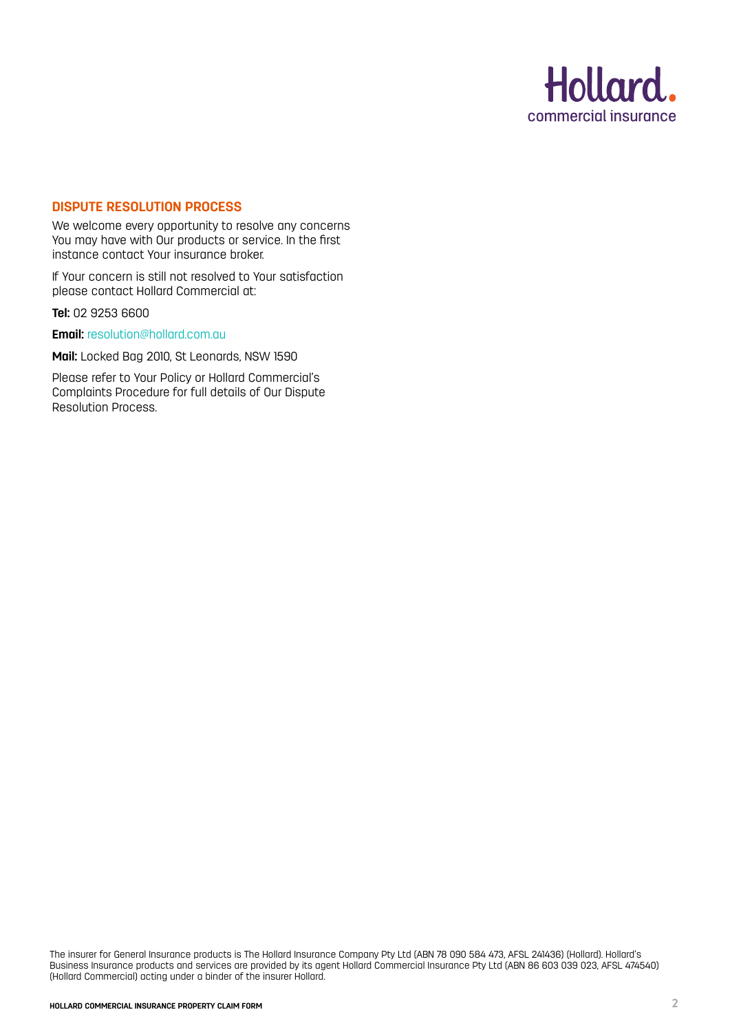## DISPUTE RESOLUTION PROCESS

We welcome every opportunity to resolve any concerns You may have with Our products or service. In the first instance contact Your insurance broker.

If Your concern is still not resolved to Your satisfaction please contact Hollard Commercial at:

**Tel:** 02 9253 6600

**Email:** resolution@hollard.com.au

**Mail:** Locked Bag 2010, St Leonards, NSW 1590

Please refer to Your Policy or Hollard Commercial's Complaints Procedure for full details of Our Dispute Resolution Process.

The insurer for General Insurance products is The Hollard Insurance Company Pty Ltd (ABN 78 090 584 473, AFSL 241436) (Hollard). Hollard's Business Insurance products and services are provided by its agent Hollard Commercial Insurance Pty Ltd (ABN 86 603 039 023, AFSL 474540) (Hollard Commercial) acting under a binder of the insurer Hollard.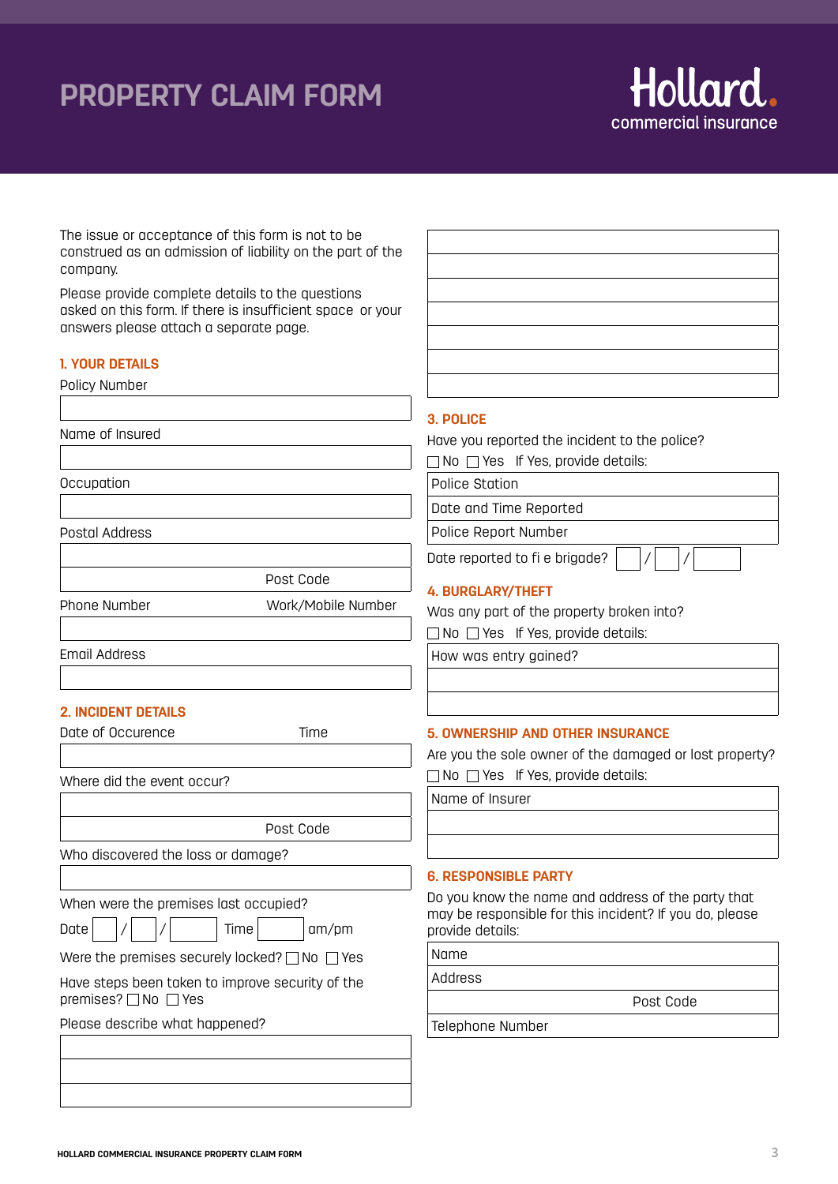# PROPERTY CLAIM FORM

Hollard. commercial insurance

The issue or acceptance of this form is not to be construed as an admission of liability on the part of the company.

Please provide complete details to the questions asked on this form. If there is insufficient space or your answers please attach a separate page.

## 1. YOUR DETAILS

Policy Number

Name of Insured

Occupation

Postal Address

Post Code

Phone Number | Work/Mobile Number

Email Address

## 2. INCIDENT DETAILS

Date of Occurence | Time

Where did the event occur?

Post Code

Who discovered the loss or damage?

When were the premises last occupied?

Date ___ / ___ / ___ Time ___ am/pm

Were the premises securely locked? ☐ No ☐ Yes

Have steps been taken to improve security of the premises? ☐ No ☐ Yes

Please describe what happened?

## 3. POLICE

Have you reported the incident to the police?

☐ No ☐ Yes If Yes, provide details:

Police Station

Date and Time Reported

Police Report Number

Date reported to fi e brigade? ___ / ___ / ___

## 4. BURGLARY/THEFT

Was any part of the property broken into?

☐ No ☐ Yes If Yes, provide details:

How was entry gained?

## 5. OWNERSHIP AND OTHER INSURANCE

Are you the sole owner of the damaged or lost property?

☐ No ☐ Yes If Yes, provide details:

Name of Insurer

## 6. RESPONSIBLE PARTY

Do you know the name and address of the party that may be responsible for this incident? If you do, please provide details:

Name

Address

Post Code

Telephone Number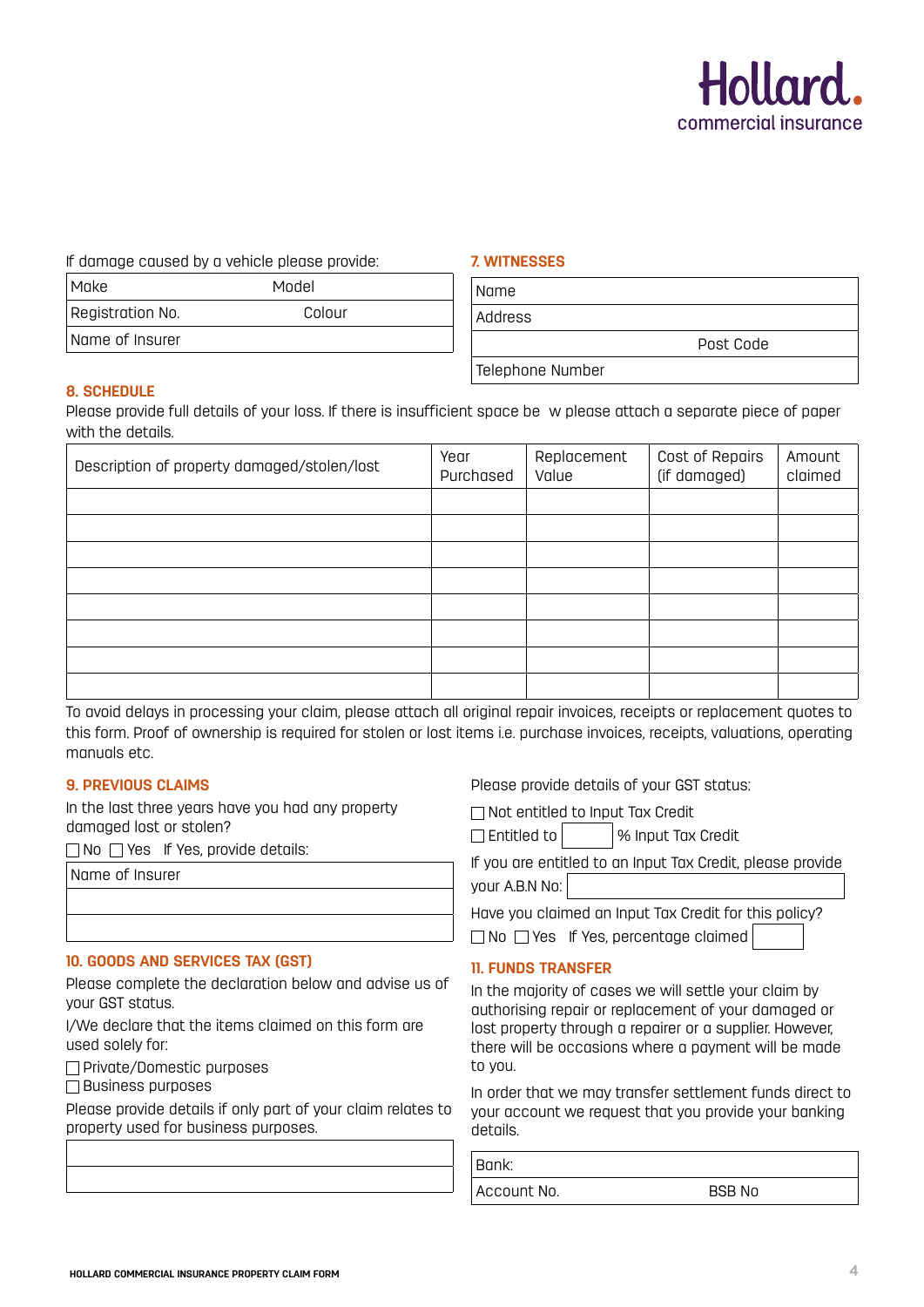If damage caused by a vehicle please provide:

| Make | Model |
|---|---|
| Registration No. | Colour |
| Name of Insurer | |

## 7. WITNESSES

| Name | |
|---|---|
| Address | |
| | Post Code |
| Telephone Number | |

## 8. SCHEDULE

Please provide full details of your loss. If there is insufficient space be w please attach a separate piece of paper with the details.

| Description of property damaged/stolen/lost | Year Purchased | Replacement Value | Cost of Repairs (if damaged) | Amount claimed |
|---|---|---|---|---|
| | | | | |
| | | | | |
| | | | | |
| | | | | |
| | | | | |
| | | | | |
| | | | | |
| | | | | |

To avoid delays in processing your claim, please attach all original repair invoices, receipts or replacement quotes to this form. Proof of ownership is required for stolen or lost items i.e. purchase invoices, receipts, valuations, operating manuals etc.

## 9. PREVIOUS CLAIMS

In the last three years have you had any property damaged lost or stolen?

☐ No ☐ Yes If Yes, provide details:

| Name of Insurer |
|---|
| |
| |

## 10. GOODS AND SERVICES TAX (GST)

Please complete the declaration below and advise us of your GST status.

I/We declare that the items claimed on this form are used solely for:

☐ Private/Domestic purposes
☐ Business purposes

Please provide details if only part of your claim relates to property used for business purposes.

| |
|---|
| |
| |

Please provide details of your GST status:

☐ Not entitled to Input Tax Credit
☐ Entitled to ______ % Input Tax Credit

If you are entitled to an Input Tax Credit, please provide your A.B.N No: ______

Have you claimed an Input Tax Credit for this policy?

☐ No ☐ Yes If Yes, percentage claimed ______

## 11. FUNDS TRANSFER

In the majority of cases we will settle your claim by authorising repair or replacement of your damaged or lost property through a repairer or a supplier. However, there will be occasions where a payment will be made to you.

In order that we may transfer settlement funds direct to your account we request that you provide your banking details.

| Bank: | |
|---|---|
| Account No. | BSB No |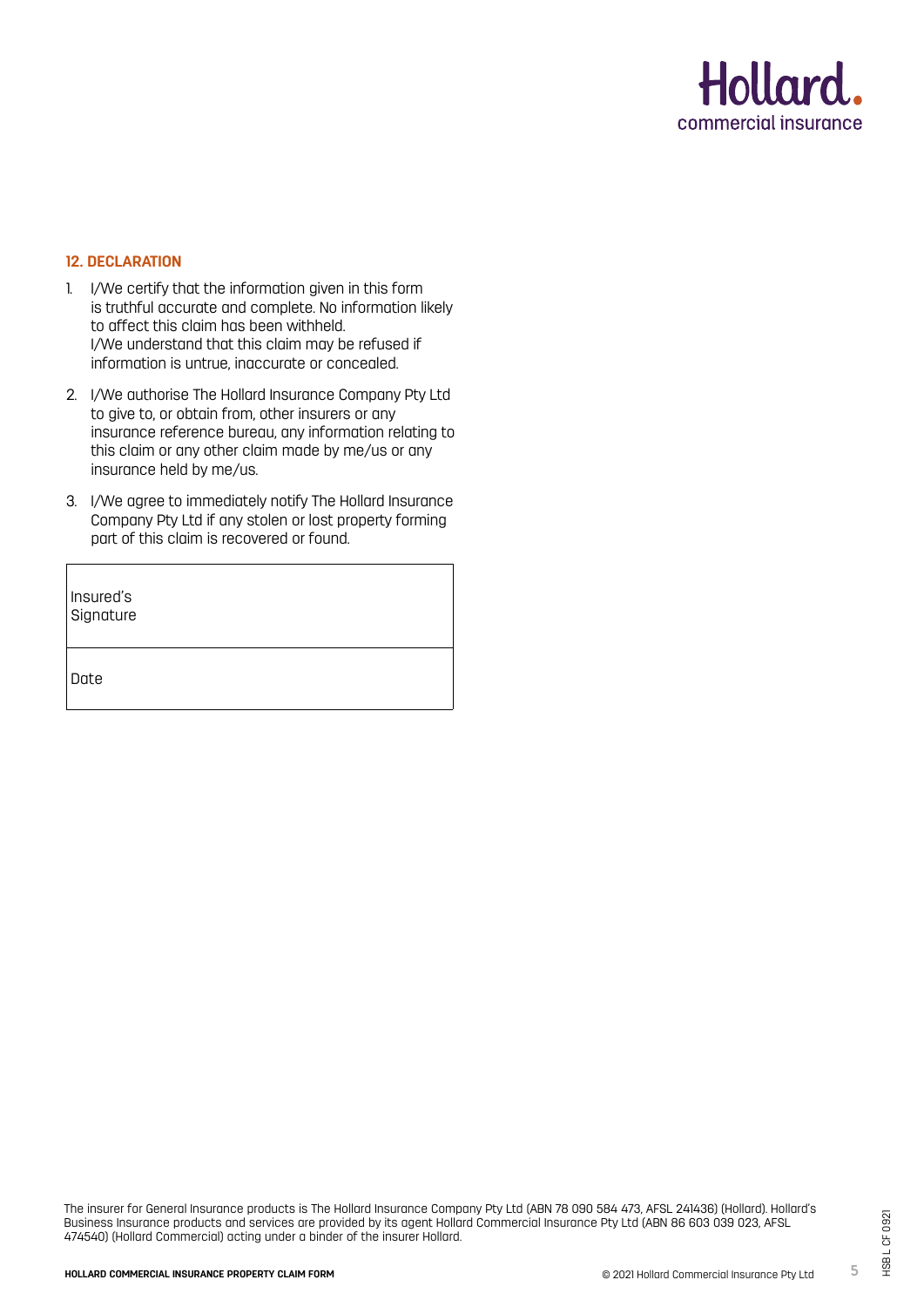## 12. DECLARATION

1. I/We certify that the information given in this form is truthful accurate and complete. No information likely to affect this claim has been withheld. I/We understand that this claim may be refused if information is untrue, inaccurate or concealed.
2. I/We authorise The Hollard Insurance Company Pty Ltd to give to, or obtain from, other insurers or any insurance reference bureau, any information relating to this claim or any other claim made by me/us or any insurance held by me/us.
3. I/We agree to immediately notify The Hollard Insurance Company Pty Ltd if any stolen or lost property forming part of this claim is recovered or found.

| | |
|---|---|
| Insured's Signature | |
| Date | |

The insurer for General Insurance products is The Hollard Insurance Company Pty Ltd (ABN 78 090 584 473, AFSL 241436) (Hollard). Hollard's Business Insurance products and services are provided by its agent Hollard Commercial Insurance Pty Ltd (ABN 86 603 039 023, AFSL 474540) (Hollard Commercial) acting under a binder of the insurer Hollard.

© 2021 Hollard Commercial Insurance Pty Ltd

HSB L CF 0921